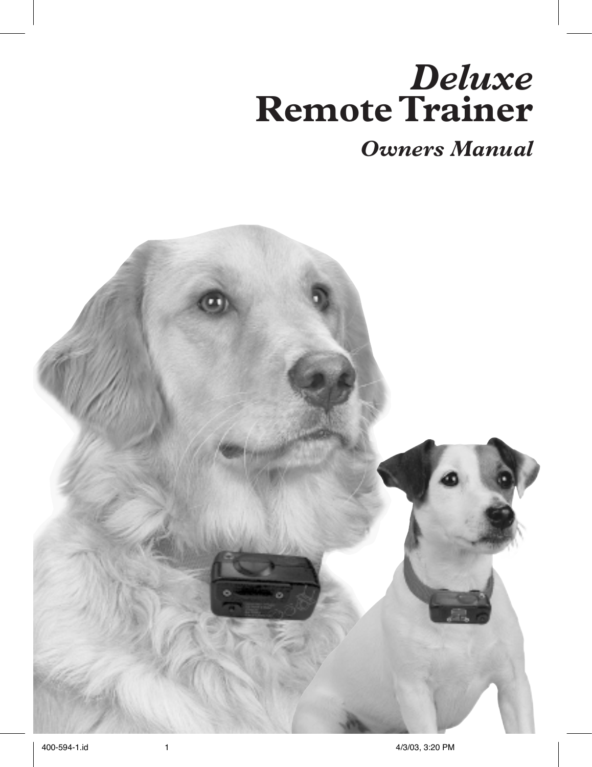# *Deluxe* Remote Trainer

## *Owners Manual*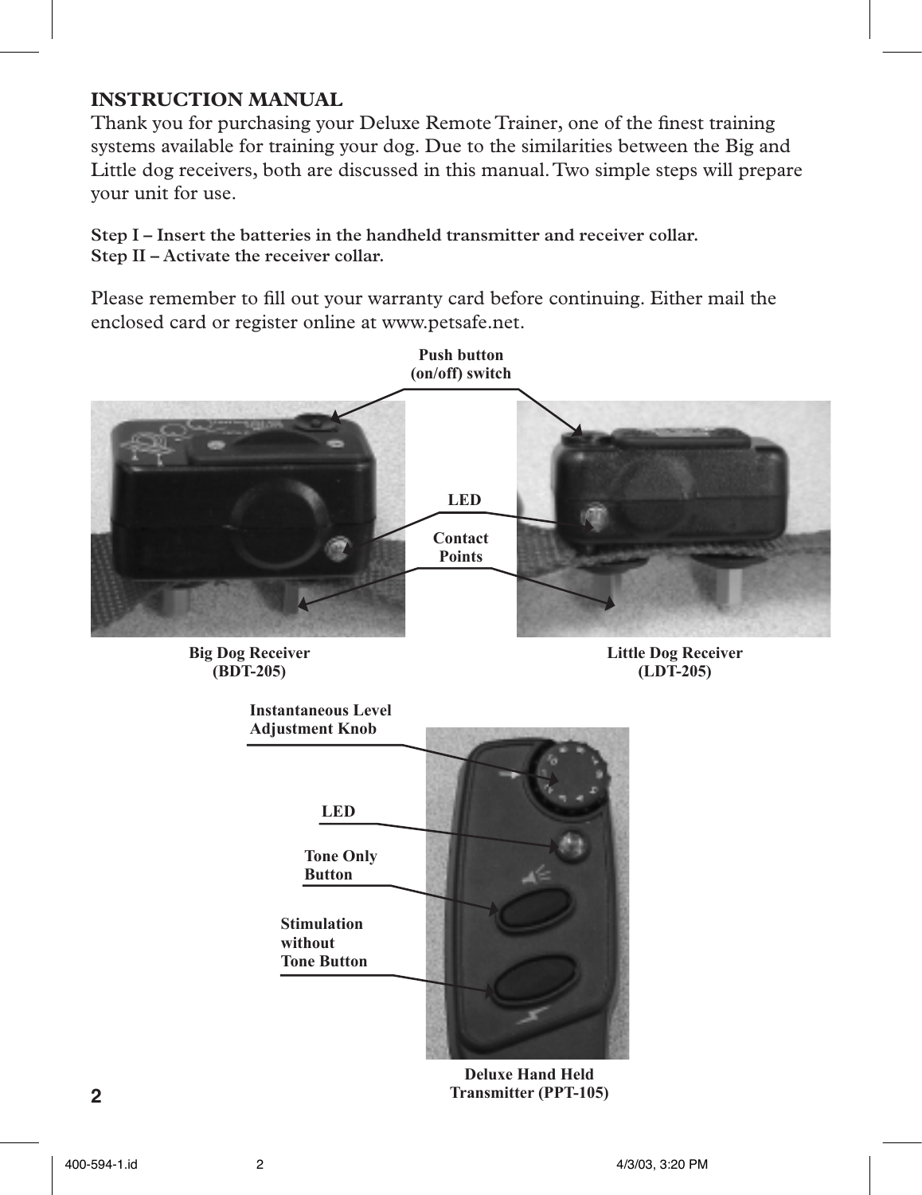# INSTRUCTION MANUAL

Thank you for purchasing your Deluxe Remote Trainer, one of the finest training systems available for training your dog. Due to the similarities between the Big and Little dog receivers, both are discussed in this manual. Two simple steps will prepare your unit for use.

**Step I – Insert the batteries in the handheld transmitter and receiver collar.**
**Step II – Activate the receiver collar.**

Please remember to fill out your warranty card before continuing. Either mail the enclosed card or register online at www.petsafe.net.

**Push button (on/off) switch**

**LED**

**Contact Points**

**Big Dog Receiver (BDT-205)**

**Little Dog Receiver (LDT-205)**

**Instantaneous Level Adjustment Knob**

**LED**

**Tone Only Button**

**Stimulation without Tone Button**

**Deluxe Hand Held Transmitter (PPT-105)**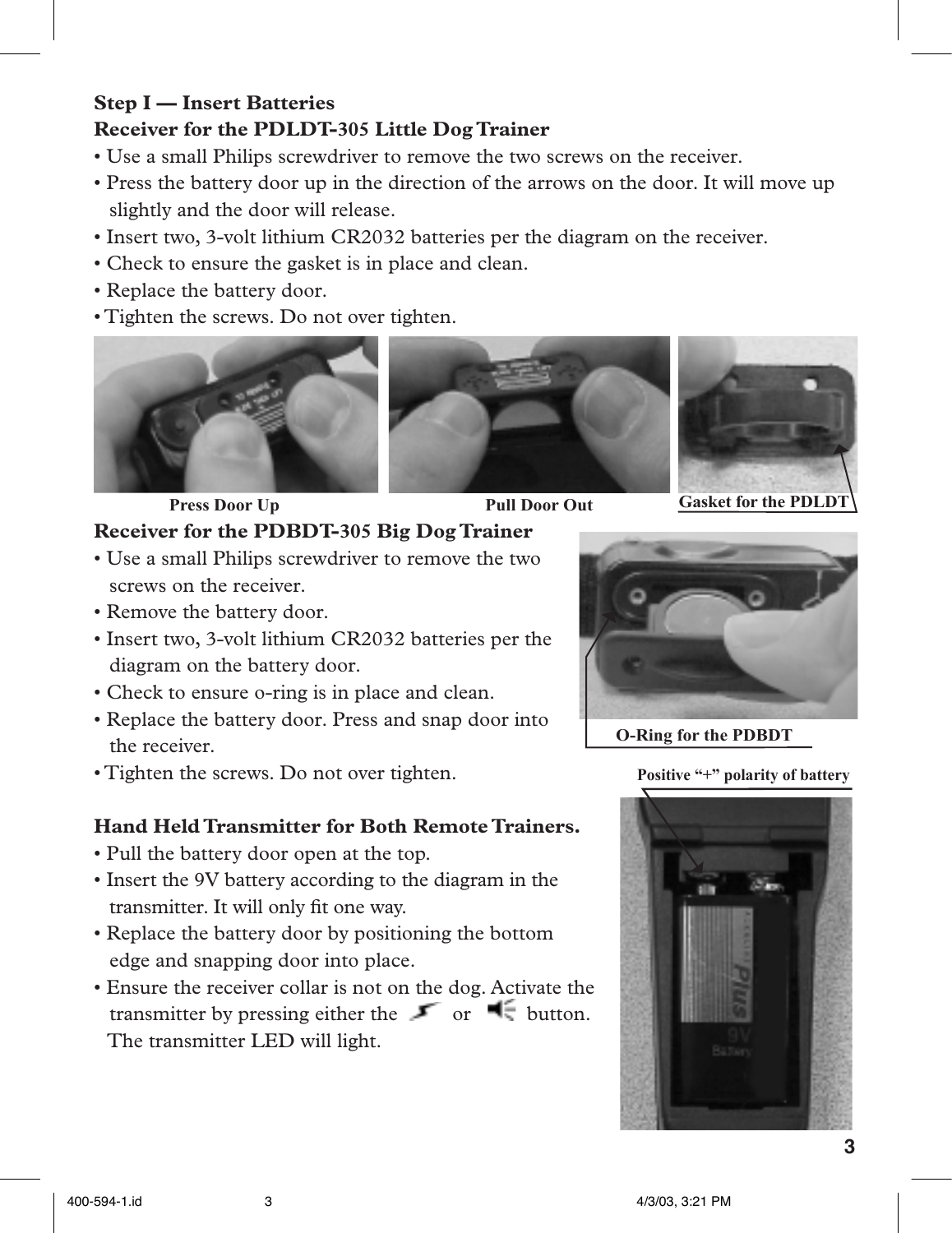**Step I — Insert Batteries**

**Receiver for the PDLDT-305 Little Dog Trainer**

- Use a small Philips screwdriver to remove the two screws on the receiver.
- Press the battery door up in the direction of the arrows on the door. It will move up slightly and the door will release.
- Insert two, 3-volt lithium CR2032 batteries per the diagram on the receiver.
- Check to ensure the gasket is in place and clean.
- Replace the battery door.
- Tighten the screws. Do not over tighten.

Press Door Up

Pull Door Out

Gasket for the PDLDT

**Receiver for the PDBDT-305 Big Dog Trainer**

- Use a small Philips screwdriver to remove the two screws on the receiver.
- Remove the battery door.
- Insert two, 3-volt lithium CR2032 batteries per the diagram on the battery door.
- Check to ensure o-ring is in place and clean.
- Replace the battery door. Press and snap door into the receiver.
- Tighten the screws. Do not over tighten.

O-Ring for the PDBDT

**Hand Held Transmitter for Both Remote Trainers.**

- Pull the battery door open at the top.
- Insert the 9V battery according to the diagram in the transmitter. It will only fit one way.
- Replace the battery door by positioning the bottom edge and snapping door into place.
- Ensure the receiver collar is not on the dog. Activate the transmitter by pressing either the or button. The transmitter LED will light.

Positive "+" polarity of battery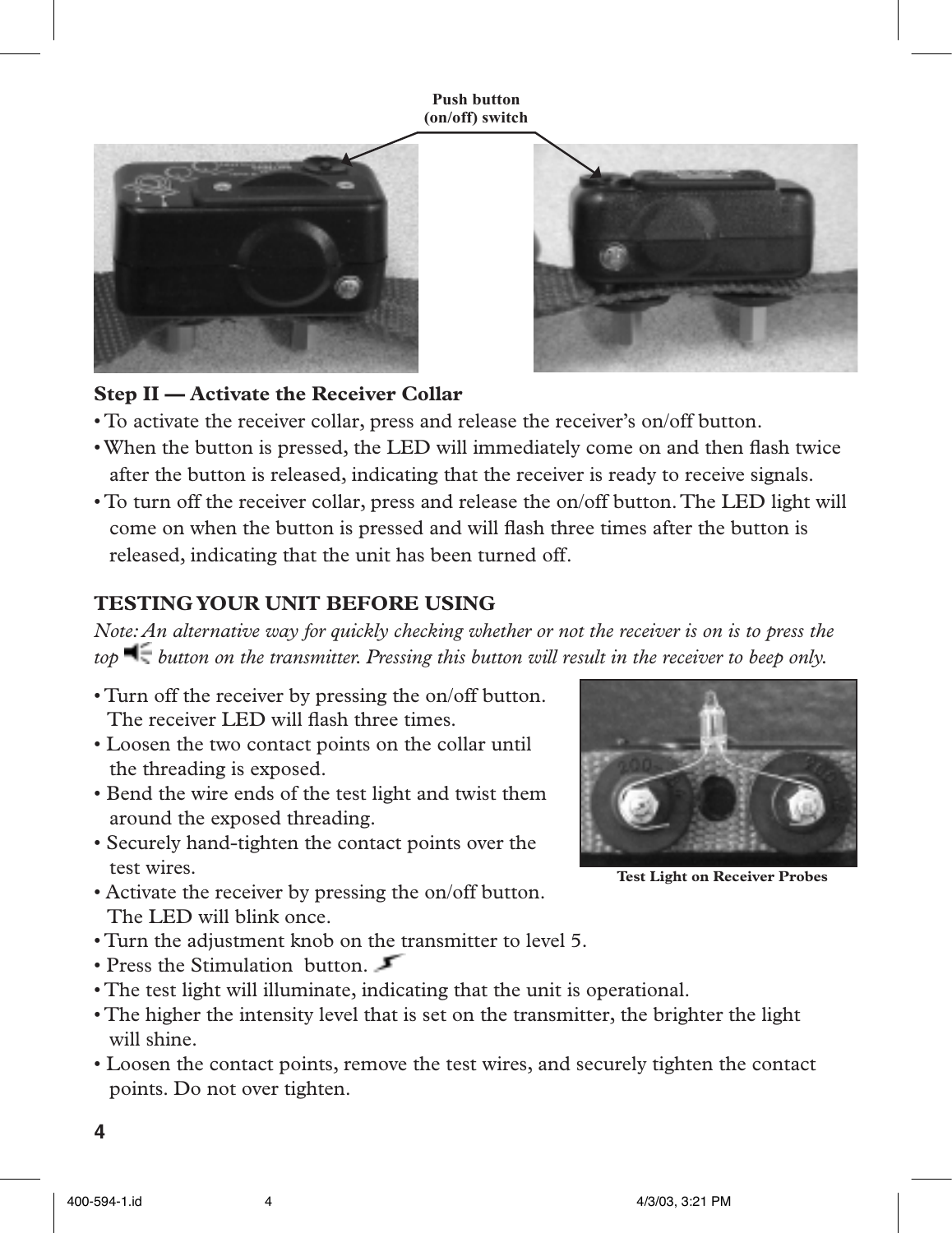Push button (on/off) switch

## Step II — Activate the Receiver Collar

- To activate the receiver collar, press and release the receiver's on/off button.
- When the button is pressed, the LED will immediately come on and then flash twice after the button is released, indicating that the receiver is ready to receive signals.
- To turn off the receiver collar, press and release the on/off button. The LED light will come on when the button is pressed and will flash three times after the button is released, indicating that the unit has been turned off.

## TESTING YOUR UNIT BEFORE USING

*Note: An alternative way for quickly checking whether or not the receiver is on is to press the top button on the transmitter. Pressing this button will result in the receiver to beep only.*

- Turn off the receiver by pressing the on/off button. The receiver LED will flash three times.
- Loosen the two contact points on the collar until the threading is exposed.
- Bend the wire ends of the test light and twist them around the exposed threading.
- Securely hand-tighten the contact points over the test wires.
- Activate the receiver by pressing the on/off button. The LED will blink once.
- Turn the adjustment knob on the transmitter to level 5.
- Press the Stimulation button.
- The test light will illuminate, indicating that the unit is operational.
- The higher the intensity level that is set on the transmitter, the brighter the light will shine.
- Loosen the contact points, remove the test wires, and securely tighten the contact points. Do not over tighten.

Test Light on Receiver Probes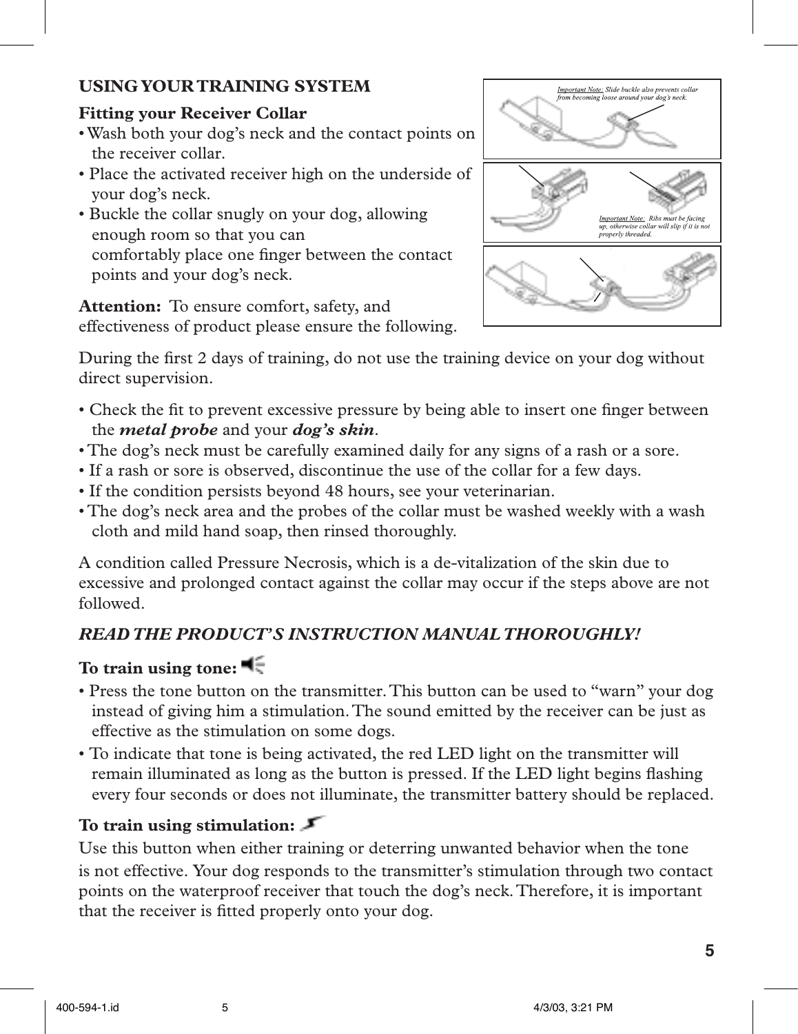## USING YOUR TRAINING SYSTEM

**Fitting your Receiver Collar**

- Wash both your dog's neck and the contact points on the receiver collar.
- Place the activated receiver high on the underside of your dog's neck.
- Buckle the collar snugly on your dog, allowing enough room so that you can comfortably place one finger between the contact points and your dog's neck.

Important Note: Slide buckle also prevents collar from becoming loose around your dog's neck.

Important Note: Ribs must be facing up, otherwise collar will slip if it is not properly threaded.

**Attention:** To ensure comfort, safety, and effectiveness of product please ensure the following.

During the first 2 days of training, do not use the training device on your dog without direct supervision.

- Check the fit to prevent excessive pressure by being able to insert one finger between the ***metal probe*** and your ***dog's skin***.
- The dog's neck must be carefully examined daily for any signs of a rash or a sore.
- If a rash or sore is observed, discontinue the use of the collar for a few days.
- If the condition persists beyond 48 hours, see your veterinarian.
- The dog's neck area and the probes of the collar must be washed weekly with a wash cloth and mild hand soap, then rinsed thoroughly.

A condition called Pressure Necrosis, which is a de-vitalization of the skin due to excessive and prolonged contact against the collar may occur if the steps above are not followed.

***READ THE PRODUCT'S INSTRUCTION MANUAL THOROUGHLY!***

**To train using tone:**

- Press the tone button on the transmitter. This button can be used to "warn" your dog instead of giving him a stimulation. The sound emitted by the receiver can be just as effective as the stimulation on some dogs.
- To indicate that tone is being activated, the red LED light on the transmitter will remain illuminated as long as the button is pressed. If the LED light begins flashing every four seconds or does not illuminate, the transmitter battery should be replaced.

**To train using stimulation:**

Use this button when either training or deterring unwanted behavior when the tone is not effective. Your dog responds to the transmitter's stimulation through two contact points on the waterproof receiver that touch the dog's neck. Therefore, it is important that the receiver is fitted properly onto your dog.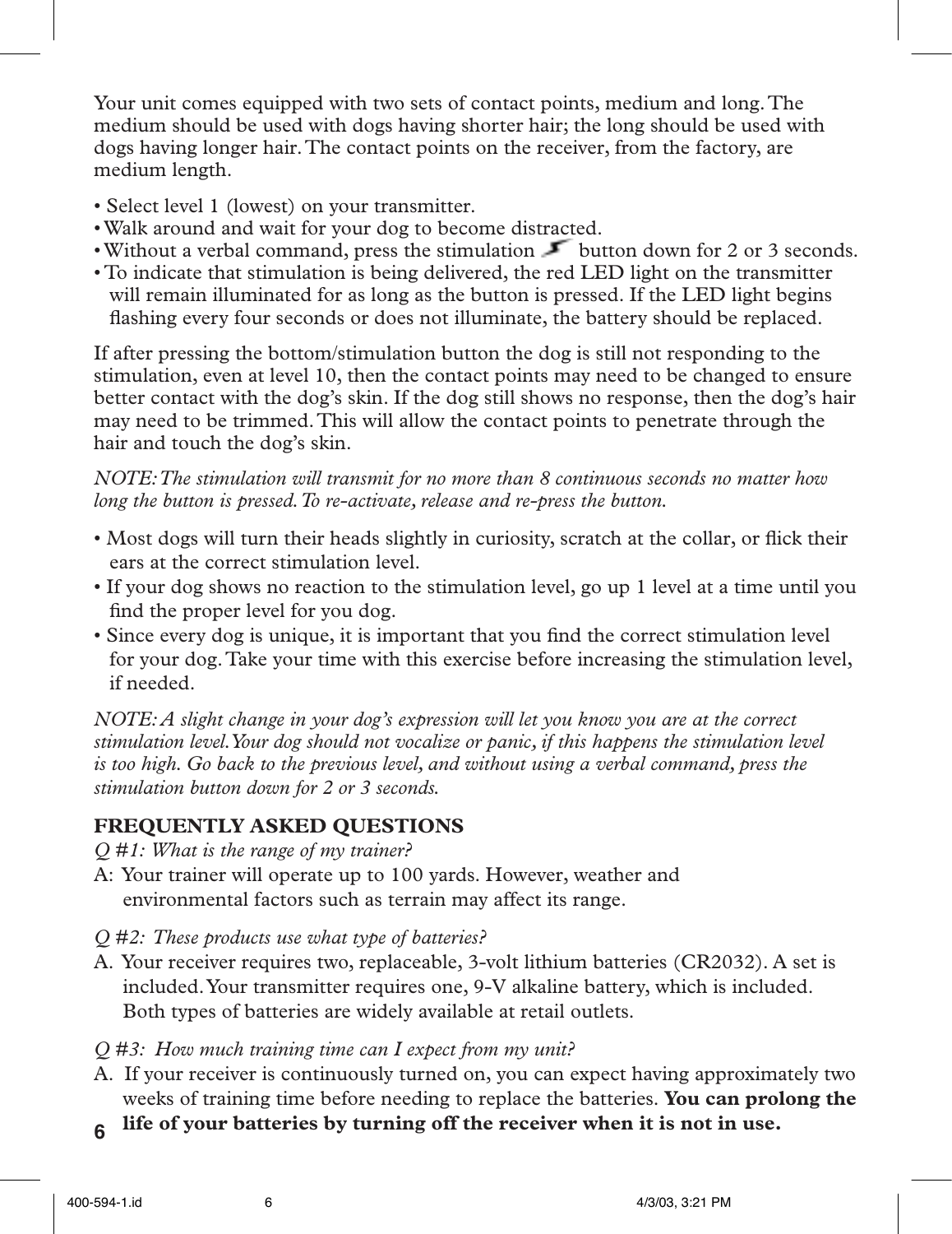Your unit comes equipped with two sets of contact points, medium and long. The medium should be used with dogs having shorter hair; the long should be used with dogs having longer hair. The contact points on the receiver, from the factory, are medium length.

- Select level 1 (lowest) on your transmitter.
- Walk around and wait for your dog to become distracted.
- Without a verbal command, press the stimulation button down for 2 or 3 seconds.
- To indicate that stimulation is being delivered, the red LED light on the transmitter will remain illuminated for as long as the button is pressed. If the LED light begins flashing every four seconds or does not illuminate, the battery should be replaced.

If after pressing the bottom/stimulation button the dog is still not responding to the stimulation, even at level 10, then the contact points may need to be changed to ensure better contact with the dog's skin. If the dog still shows no response, then the dog's hair may need to be trimmed. This will allow the contact points to penetrate through the hair and touch the dog's skin.

*NOTE: The stimulation will transmit for no more than 8 continuous seconds no matter how long the button is pressed. To re-activate, release and re-press the button.*

- Most dogs will turn their heads slightly in curiosity, scratch at the collar, or flick their ears at the correct stimulation level.
- If your dog shows no reaction to the stimulation level, go up 1 level at a time until you find the proper level for you dog.
- Since every dog is unique, it is important that you find the correct stimulation level for your dog. Take your time with this exercise before increasing the stimulation level, if needed.

*NOTE: A slight change in your dog's expression will let you know you are at the correct stimulation level. Your dog should not vocalize or panic, if this happens the stimulation level is too high. Go back to the previous level, and without using a verbal command, press the stimulation button down for 2 or 3 seconds.*

## FREQUENTLY ASKED QUESTIONS

*Q #1: What is the range of my trainer?*

A: Your trainer will operate up to 100 yards. However, weather and environmental factors such as terrain may affect its range.

*Q #2: These products use what type of batteries?*

A. Your receiver requires two, replaceable, 3-volt lithium batteries (CR2032). A set is included. Your transmitter requires one, 9-V alkaline battery, which is included. Both types of batteries are widely available at retail outlets.

*Q #3: How much training time can I expect from my unit?*

A. If your receiver is continuously turned on, you can expect having approximately two weeks of training time before needing to replace the batteries. **You can prolong the life of your batteries by turning off the receiver when it is not in use.**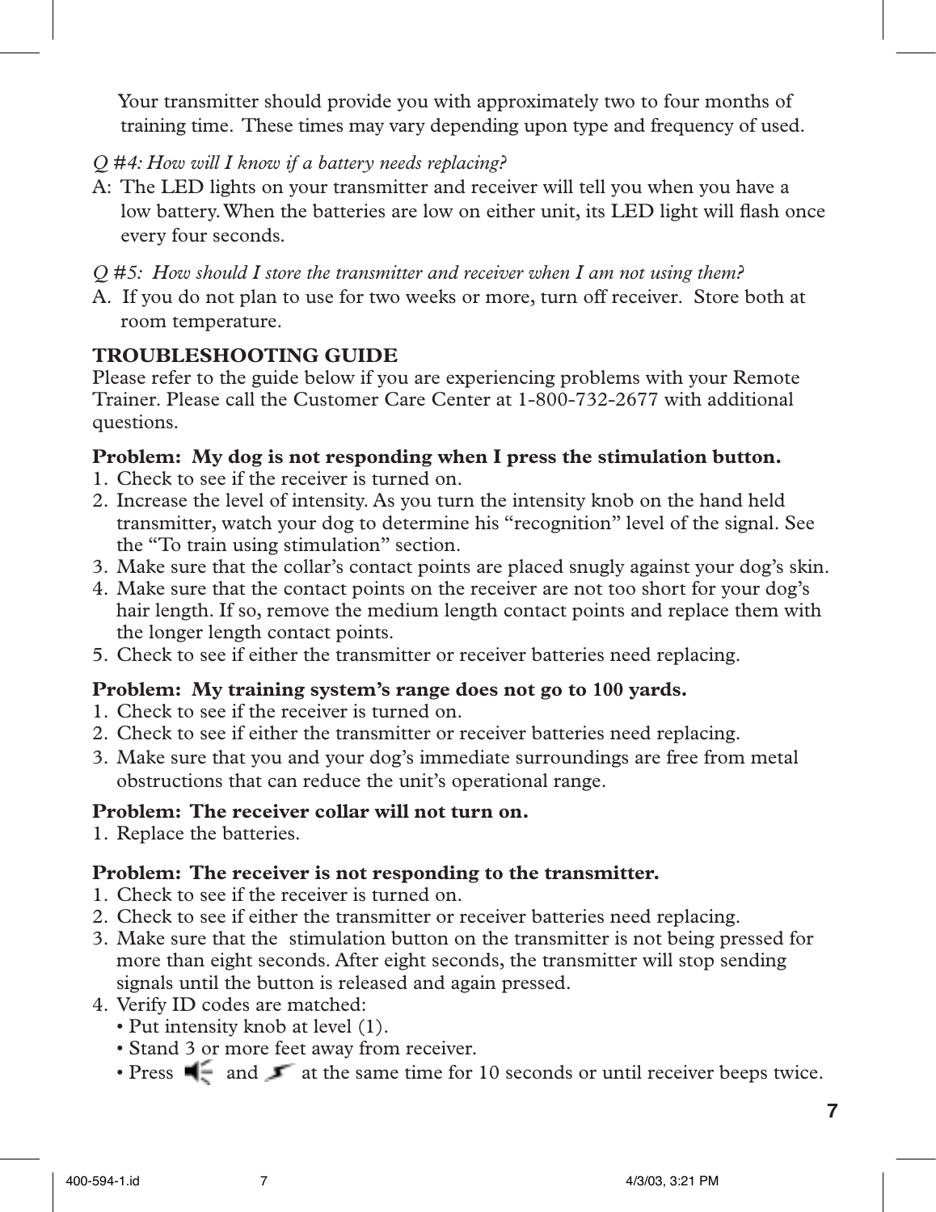Your transmitter should provide you with approximately two to four months of training time. These times may vary depending upon type and frequency of used.

*Q #4: How will I know if a battery needs replacing?*

A: The LED lights on your transmitter and receiver will tell you when you have a low battery. When the batteries are low on either unit, its LED light will flash once every four seconds.

*Q #5: How should I store the transmitter and receiver when I am not using them?*

A. If you do not plan to use for two weeks or more, turn off receiver. Store both at room temperature.

## TROUBLESHOOTING GUIDE

Please refer to the guide below if you are experiencing problems with your Remote Trainer. Please call the Customer Care Center at 1-800-732-2677 with additional questions.

**Problem: My dog is not responding when I press the stimulation button.**

1. Check to see if the receiver is turned on.
2. Increase the level of intensity. As you turn the intensity knob on the hand held transmitter, watch your dog to determine his "recognition" level of the signal. See the "To train using stimulation" section.
3. Make sure that the collar's contact points are placed snugly against your dog's skin.
4. Make sure that the contact points on the receiver are not too short for your dog's hair length. If so, remove the medium length contact points and replace them with the longer length contact points.
5. Check to see if either the transmitter or receiver batteries need replacing.

**Problem: My training system's range does not go to 100 yards.**

1. Check to see if the receiver is turned on.
2. Check to see if either the transmitter or receiver batteries need replacing.
3. Make sure that you and your dog's immediate surroundings are free from metal obstructions that can reduce the unit's operational range.

**Problem: The receiver collar will not turn on.**

1. Replace the batteries.

**Problem: The receiver is not responding to the transmitter.**

1. Check to see if the receiver is turned on.
2. Check to see if either the transmitter or receiver batteries need replacing.
3. Make sure that the stimulation button on the transmitter is not being pressed for more than eight seconds. After eight seconds, the transmitter will stop sending signals until the button is released and again pressed.
4. Verify ID codes are matched:
   - Put intensity knob at level (1).
   - Stand 3 or more feet away from receiver.
   - Press [tone] and [stimulation] at the same time for 10 seconds or until receiver beeps twice.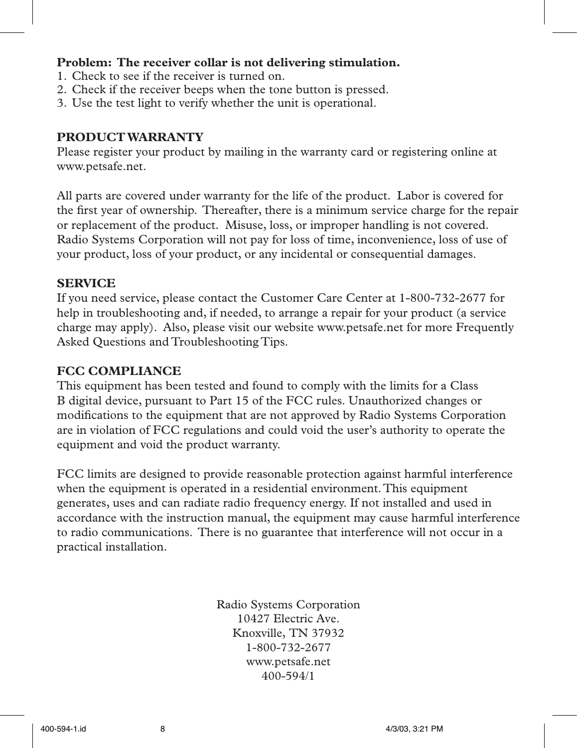**Problem: The receiver collar is not delivering stimulation.**

1. Check to see if the receiver is turned on.
2. Check if the receiver beeps when the tone button is pressed.
3. Use the test light to verify whether the unit is operational.

## PRODUCT WARRANTY

Please register your product by mailing in the warranty card or registering online at www.petsafe.net.

All parts are covered under warranty for the life of the product. Labor is covered for the first year of ownership. Thereafter, there is a minimum service charge for the repair or replacement of the product. Misuse, loss, or improper handling is not covered. Radio Systems Corporation will not pay for loss of time, inconvenience, loss of use of your product, loss of your product, or any incidental or consequential damages.

## SERVICE

If you need service, please contact the Customer Care Center at 1-800-732-2677 for help in troubleshooting and, if needed, to arrange a repair for your product (a service charge may apply). Also, please visit our website www.petsafe.net for more Frequently Asked Questions and Troubleshooting Tips.

## FCC COMPLIANCE

This equipment has been tested and found to comply with the limits for a Class B digital device, pursuant to Part 15 of the FCC rules. Unauthorized changes or modifications to the equipment that are not approved by Radio Systems Corporation are in violation of FCC regulations and could void the user's authority to operate the equipment and void the product warranty.

FCC limits are designed to provide reasonable protection against harmful interference when the equipment is operated in a residential environment. This equipment generates, uses and can radiate radio frequency energy. If not installed and used in accordance with the instruction manual, the equipment may cause harmful interference to radio communications. There is no guarantee that interference will not occur in a practical installation.

Radio Systems Corporation
10427 Electric Ave.
Knoxville, TN 37932
1-800-732-2677
www.petsafe.net
400-594/1